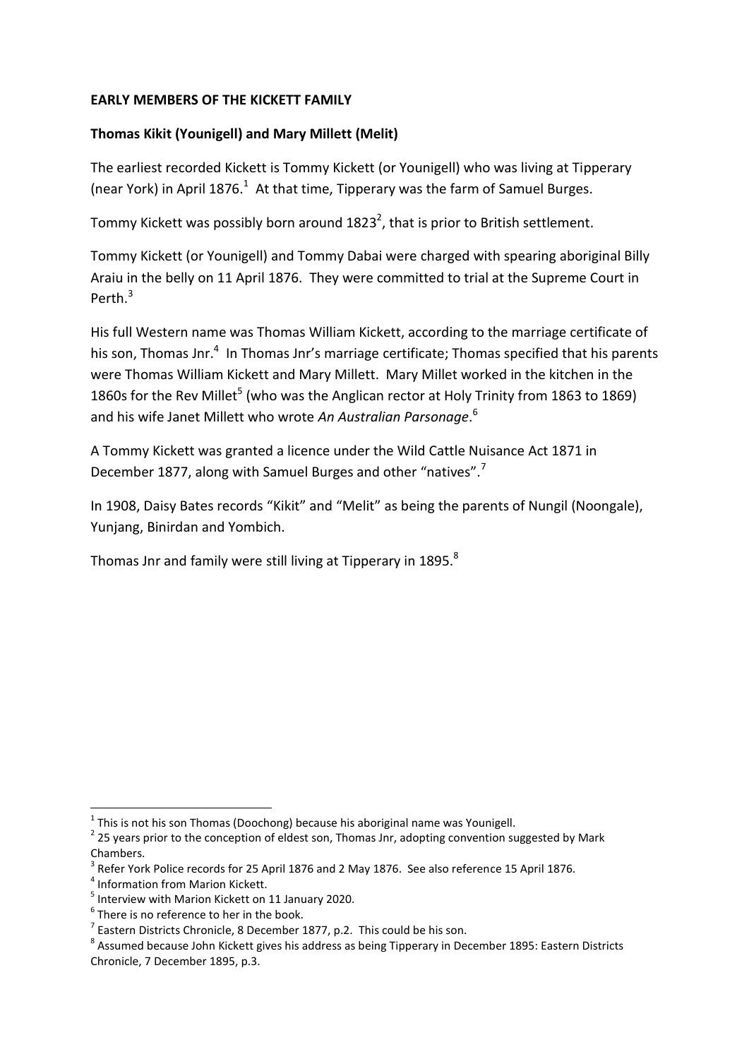**EARLY MEMBERS OF THE KICKETT FAMILY**

**Thomas Kikit (Younigell) and Mary Millett (Melit)**

The earliest recorded Kickett is Tommy Kickett (or Younigell) who was living at Tipperary (near York) in April 1876.[1] At that time, Tipperary was the farm of Samuel Burges.

Tommy Kickett was possibly born around 1823[2], that is prior to British settlement.

Tommy Kickett (or Younigell) and Tommy Dabai were charged with spearing aboriginal Billy Araiu in the belly on 11 April 1876. They were committed to trial at the Supreme Court in Perth.[3]

His full Western name was Thomas William Kickett, according to the marriage certificate of his son, Thomas Jnr.[4] In Thomas Jnr's marriage certificate; Thomas specified that his parents were Thomas William Kickett and Mary Millett. Mary Millet worked in the kitchen in the 1860s for the Rev Millet[5] (who was the Anglican rector at Holy Trinity from 1863 to 1869) and his wife Janet Millett who wrote *An Australian Parsonage*.[6]

A Tommy Kickett was granted a licence under the Wild Cattle Nuisance Act 1871 in December 1877, along with Samuel Burges and other "natives".[7]

In 1908, Daisy Bates records "Kikit" and "Melit" as being the parents of Nungil (Noongale), Yunjang, Binirdan and Yombich.

Thomas Jnr and family were still living at Tipperary in 1895.[8]

---

[1] This is not his son Thomas (Doochong) because his aboriginal name was Younigell.

[2] 25 years prior to the conception of eldest son, Thomas Jnr, adopting convention suggested by Mark Chambers.

[3] Refer York Police records for 25 April 1876 and 2 May 1876. See also reference 15 April 1876.

[4] Information from Marion Kickett.

[5] Interview with Marion Kickett on 11 January 2020.

[6] There is no reference to her in the book.

[7] Eastern Districts Chronicle, 8 December 1877, p.2. This could be his son.

[8] Assumed because John Kickett gives his address as being Tipperary in December 1895: Eastern Districts Chronicle, 7 December 1895, p.3.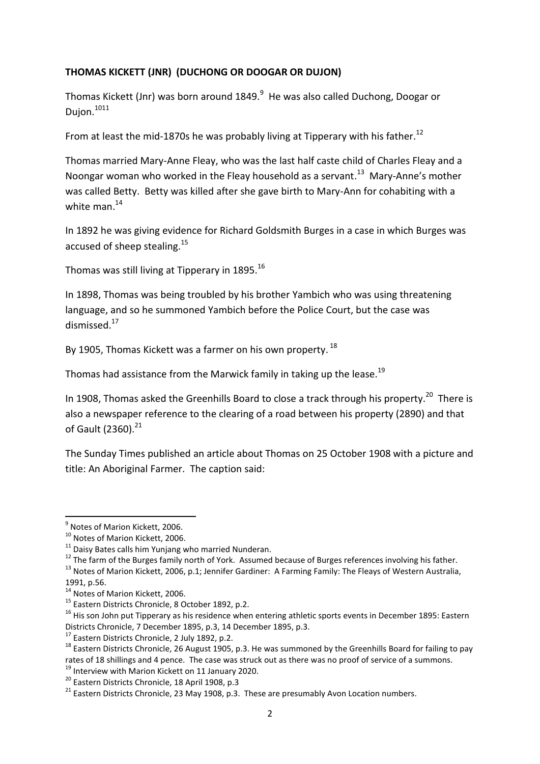**THOMAS KICKETT (JNR) (DUCHONG OR DOOGAR OR DUJON)**

Thomas Kickett (Jnr) was born around 1849.[9] He was also called Duchong, Doogar or Dujon.[10][11]

From at least the mid-1870s he was probably living at Tipperary with his father.[12]

Thomas married Mary-Anne Fleay, who was the last half caste child of Charles Fleay and a Noongar woman who worked in the Fleay household as a servant.[13] Mary-Anne's mother was called Betty. Betty was killed after she gave birth to Mary-Ann for cohabiting with a white man.[14]

In 1892 he was giving evidence for Richard Goldsmith Burges in a case in which Burges was accused of sheep stealing.[15]

Thomas was still living at Tipperary in 1895.[16]

In 1898, Thomas was being troubled by his brother Yambich who was using threatening language, and so he summoned Yambich before the Police Court, but the case was dismissed.[17]

By 1905, Thomas Kickett was a farmer on his own property.[18]

Thomas had assistance from the Marwick family in taking up the lease.[19]

In 1908, Thomas asked the Greenhills Board to close a track through his property.[20] There is also a newspaper reference to the clearing of a road between his property (2890) and that of Gault (2360).[21]

The Sunday Times published an article about Thomas on 25 October 1908 with a picture and title: An Aboriginal Farmer. The caption said:

---

[9] Notes of Marion Kickett, 2006.

[10] Notes of Marion Kickett, 2006.

[11] Daisy Bates calls him Yunjang who married Nunderan.

[12] The farm of the Burges family north of York. Assumed because of Burges references involving his father.

[13] Notes of Marion Kickett, 2006, p.1; Jennifer Gardiner: A Farming Family: The Fleays of Western Australia, 1991, p.56.

[14] Notes of Marion Kickett, 2006.

[15] Eastern Districts Chronicle, 8 October 1892, p.2.

[16] His son John put Tipperary as his residence when entering athletic sports events in December 1895: Eastern Districts Chronicle, 7 December 1895, p.3, 14 December 1895, p.3.

[17] Eastern Districts Chronicle, 2 July 1892, p.2.

[18] Eastern Districts Chronicle, 26 August 1905, p.3. He was summoned by the Greenhills Board for failing to pay rates of 18 shillings and 4 pence. The case was struck out as there was no proof of service of a summons.

[19] Interview with Marion Kickett on 11 January 2020.

[20] Eastern Districts Chronicle, 18 April 1908, p.3

[21] Eastern Districts Chronicle, 23 May 1908, p.3. These are presumably Avon Location numbers.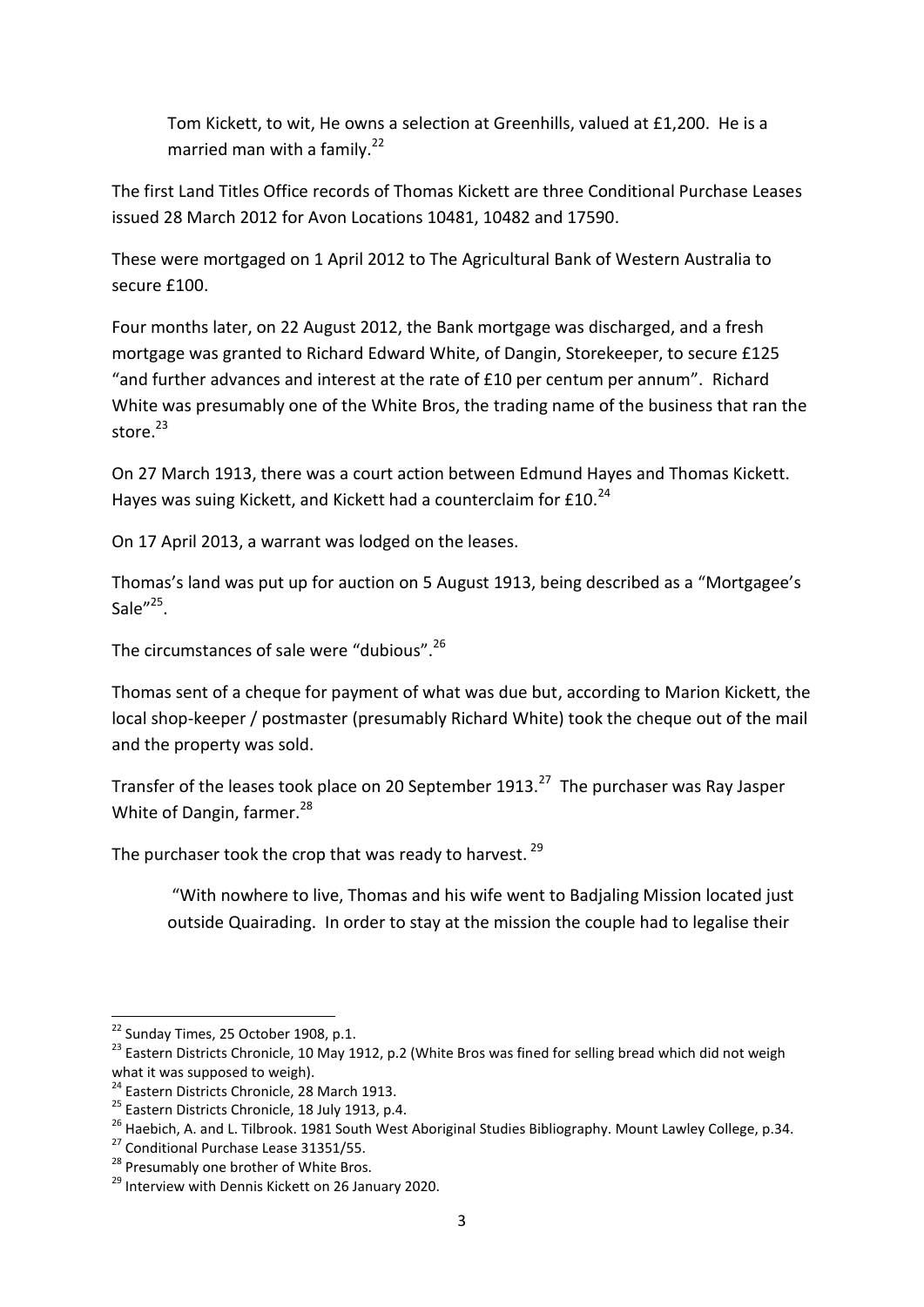> Tom Kickett, to wit, He owns a selection at Greenhills, valued at £1,200. He is a married man with a family.[22]

The first Land Titles Office records of Thomas Kickett are three Conditional Purchase Leases issued 28 March 2012 for Avon Locations 10481, 10482 and 17590.

These were mortgaged on 1 April 2012 to The Agricultural Bank of Western Australia to secure £100.

Four months later, on 22 August 2012, the Bank mortgage was discharged, and a fresh mortgage was granted to Richard Edward White, of Dangin, Storekeeper, to secure £125 "and further advances and interest at the rate of £10 per centum per annum". Richard White was presumably one of the White Bros, the trading name of the business that ran the store.[23]

On 27 March 1913, there was a court action between Edmund Hayes and Thomas Kickett. Hayes was suing Kickett, and Kickett had a counterclaim for £10.[24]

On 17 April 2013, a warrant was lodged on the leases.

Thomas's land was put up for auction on 5 August 1913, being described as a "Mortgagee's Sale"[25].

The circumstances of sale were "dubious".[26]

Thomas sent of a cheque for payment of what was due but, according to Marion Kickett, the local shop-keeper / postmaster (presumably Richard White) took the cheque out of the mail and the property was sold.

Transfer of the leases took place on 20 September 1913.[27] The purchaser was Ray Jasper White of Dangin, farmer.[28]

The purchaser took the crop that was ready to harvest.[29]

> "With nowhere to live, Thomas and his wife went to Badjaling Mission located just outside Quairading. In order to stay at the mission the couple had to legalise their

---

[22] Sunday Times, 25 October 1908, p.1.

[23] Eastern Districts Chronicle, 10 May 1912, p.2 (White Bros was fined for selling bread which did not weigh what it was supposed to weigh).

[24] Eastern Districts Chronicle, 28 March 1913.

[25] Eastern Districts Chronicle, 18 July 1913, p.4.

[26] Haebich, A. and L. Tilbrook. 1981 South West Aboriginal Studies Bibliography. Mount Lawley College, p.34.

[27] Conditional Purchase Lease 31351/55.

[28] Presumably one brother of White Bros.

[29] Interview with Dennis Kickett on 26 January 2020.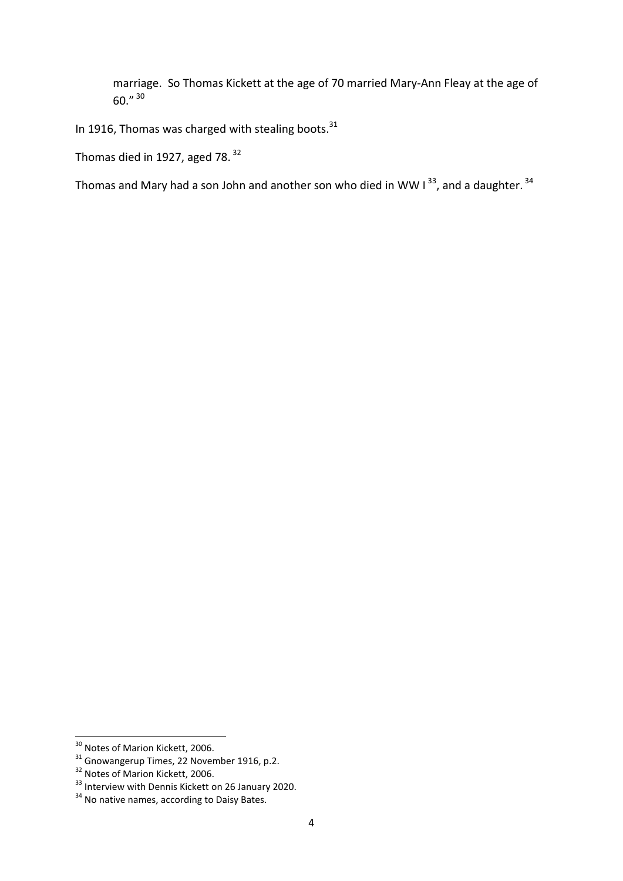> marriage. So Thomas Kickett at the age of 70 married Mary-Ann Fleay at the age of 60."[30]

In 1916, Thomas was charged with stealing boots.[31]

Thomas died in 1927, aged 78.[32]

Thomas and Mary had a son John and another son who died in WW I[33], and a daughter.[34]

---

[30] Notes of Marion Kickett, 2006.

[31] Gnowangerup Times, 22 November 1916, p.2.

[32] Notes of Marion Kickett, 2006.

[33] Interview with Dennis Kickett on 26 January 2020.

[34] No native names, according to Daisy Bates.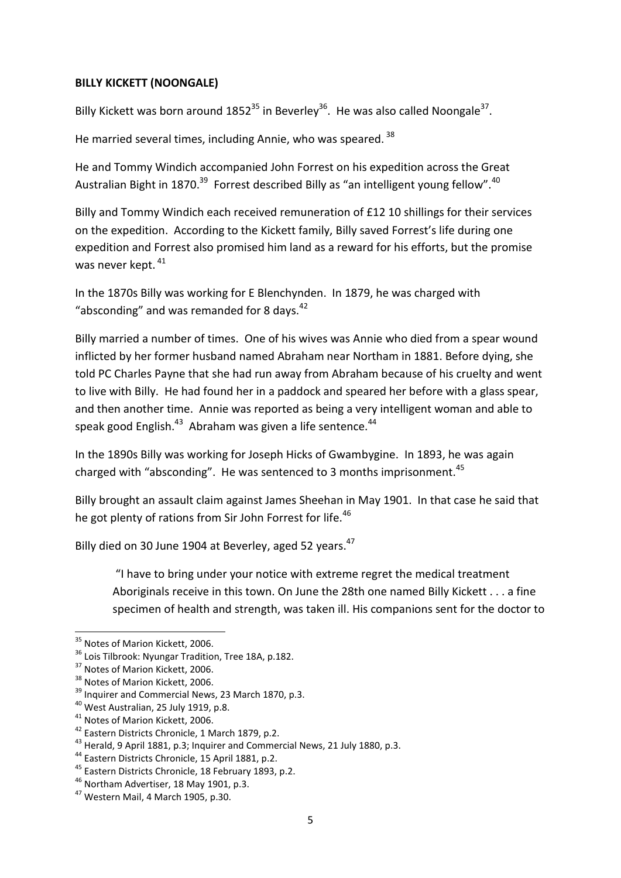**BILLY KICKETT (NOONGALE)**

Billy Kickett was born around 1852[35] in Beverley[36]. He was also called Noongale[37].

He married several times, including Annie, who was speared. [38]

He and Tommy Windich accompanied John Forrest on his expedition across the Great Australian Bight in 1870.[39] Forrest described Billy as "an intelligent young fellow".[40]

Billy and Tommy Windich each received remuneration of £12 10 shillings for their services on the expedition. According to the Kickett family, Billy saved Forrest's life during one expedition and Forrest also promised him land as a reward for his efforts, but the promise was never kept. [41]

In the 1870s Billy was working for E Blenchynden. In 1879, he was charged with "absconding" and was remanded for 8 days.[42]

Billy married a number of times. One of his wives was Annie who died from a spear wound inflicted by her former husband named Abraham near Northam in 1881. Before dying, she told PC Charles Payne that she had run away from Abraham because of his cruelty and went to live with Billy. He had found her in a paddock and speared her before with a glass spear, and then another time. Annie was reported as being a very intelligent woman and able to speak good English.[43] Abraham was given a life sentence.[44]

In the 1890s Billy was working for Joseph Hicks of Gwambygine. In 1893, he was again charged with "absconding". He was sentenced to 3 months imprisonment.[45]

Billy brought an assault claim against James Sheehan in May 1901. In that case he said that he got plenty of rations from Sir John Forrest for life.[46]

Billy died on 30 June 1904 at Beverley, aged 52 years.[47]

> "I have to bring under your notice with extreme regret the medical treatment Aboriginals receive in this town. On June the 28th one named Billy Kickett . . . a fine specimen of health and strength, was taken ill. His companions sent for the doctor to

---

[35] Notes of Marion Kickett, 2006.
[36] Lois Tilbrook: Nyungar Tradition, Tree 18A, p.182.
[37] Notes of Marion Kickett, 2006.
[38] Notes of Marion Kickett, 2006.
[39] Inquirer and Commercial News, 23 March 1870, p.3.
[40] West Australian, 25 July 1919, p.8.
[41] Notes of Marion Kickett, 2006.
[42] Eastern Districts Chronicle, 1 March 1879, p.2.
[43] Herald, 9 April 1881, p.3; Inquirer and Commercial News, 21 July 1880, p.3.
[44] Eastern Districts Chronicle, 15 April 1881, p.2.
[45] Eastern Districts Chronicle, 18 February 1893, p.2.
[46] Northam Advertiser, 18 May 1901, p.3.
[47] Western Mail, 4 March 1905, p.30.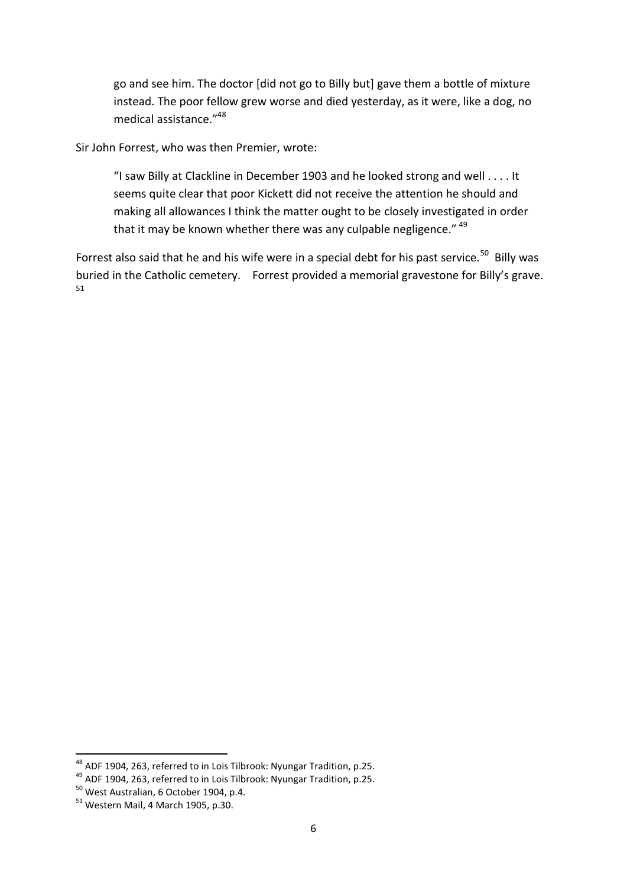> go and see him. The doctor [did not go to Billy but] gave them a bottle of mixture instead. The poor fellow grew worse and died yesterday, as it were, like a dog, no medical assistance."[48]

Sir John Forrest, who was then Premier, wrote:

> "I saw Billy at Clackline in December 1903 and he looked strong and well . . . . It seems quite clear that poor Kickett did not receive the attention he should and making all allowances I think the matter ought to be closely investigated in order that it may be known whether there was any culpable negligence." [49]

Forrest also said that he and his wife were in a special debt for his past service.[50] Billy was buried in the Catholic cemetery. Forrest provided a memorial gravestone for Billy's grave.[51]

---

[48] ADF 1904, 263, referred to in Lois Tilbrook: Nyungar Tradition, p.25.

[49] ADF 1904, 263, referred to in Lois Tilbrook: Nyungar Tradition, p.25.

[50] West Australian, 6 October 1904, p.4.

[51] Western Mail, 4 March 1905, p.30.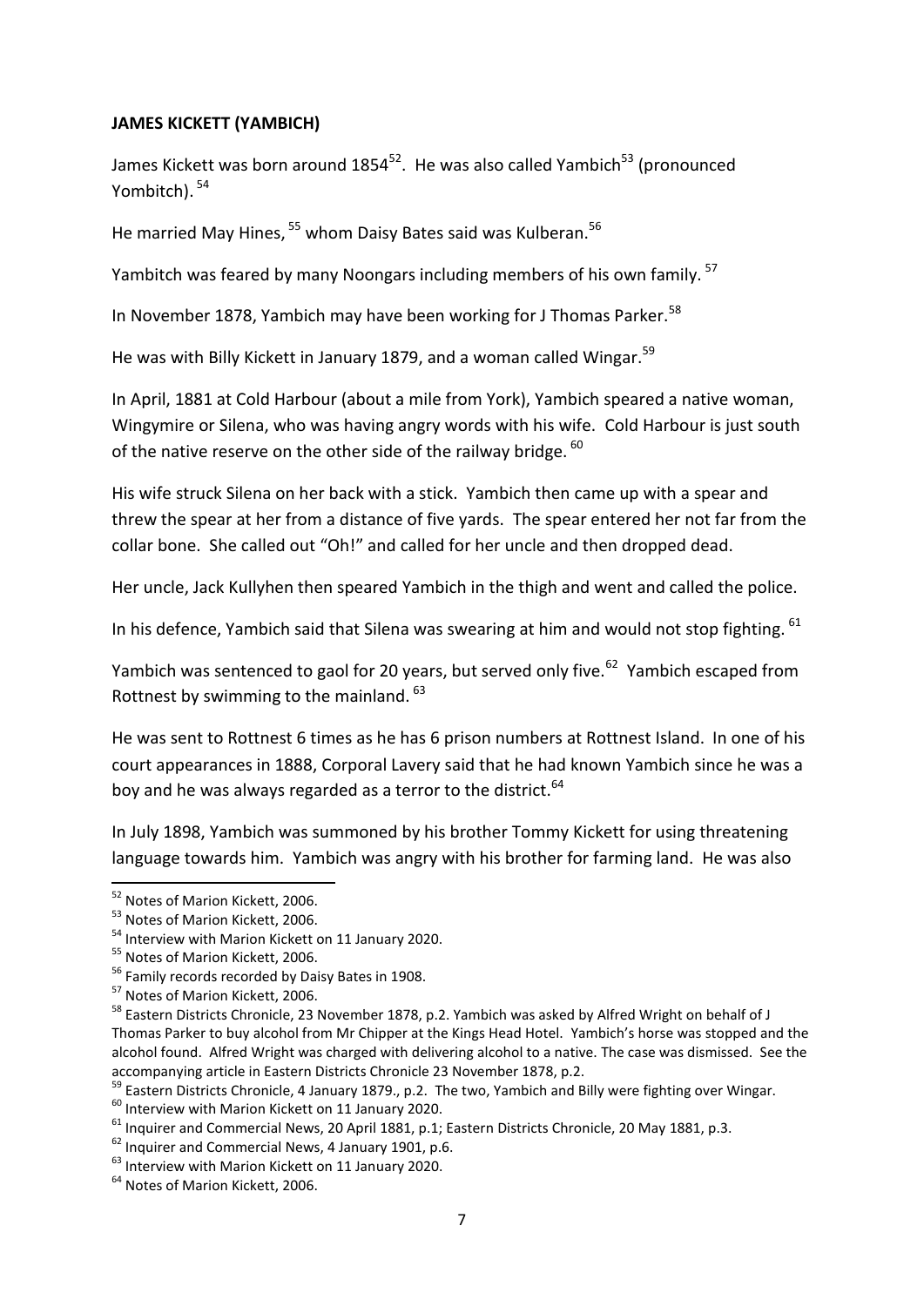**JAMES KICKETT (YAMBICH)**

James Kickett was born around 1854[52]. He was also called Yambich[53] (pronounced Yombitch). [54]

He married May Hines, [55] whom Daisy Bates said was Kulberan.[56]

Yambitch was feared by many Noongars including members of his own family. [57]

In November 1878, Yambich may have been working for J Thomas Parker.[58]

He was with Billy Kickett in January 1879, and a woman called Wingar.[59]

In April, 1881 at Cold Harbour (about a mile from York), Yambich speared a native woman, Wingymire or Silena, who was having angry words with his wife. Cold Harbour is just south of the native reserve on the other side of the railway bridge. [60]

His wife struck Silena on her back with a stick. Yambich then came up with a spear and threw the spear at her from a distance of five yards. The spear entered her not far from the collar bone. She called out "Oh!" and called for her uncle and then dropped dead.

Her uncle, Jack Kullyhen then speared Yambich in the thigh and went and called the police.

In his defence, Yambich said that Silena was swearing at him and would not stop fighting. [61]

Yambich was sentenced to gaol for 20 years, but served only five.[62] Yambich escaped from Rottnest by swimming to the mainland. [63]

He was sent to Rottnest 6 times as he has 6 prison numbers at Rottnest Island. In one of his court appearances in 1888, Corporal Lavery said that he had known Yambich since he was a boy and he was always regarded as a terror to the district.[64]

In July 1898, Yambich was summoned by his brother Tommy Kickett for using threatening language towards him. Yambich was angry with his brother for farming land. He was also

---

[52] Notes of Marion Kickett, 2006.

[53] Notes of Marion Kickett, 2006.

[54] Interview with Marion Kickett on 11 January 2020.

[55] Notes of Marion Kickett, 2006.

[56] Family records recorded by Daisy Bates in 1908.

[57] Notes of Marion Kickett, 2006.

[58] Eastern Districts Chronicle, 23 November 1878, p.2. Yambich was asked by Alfred Wright on behalf of J Thomas Parker to buy alcohol from Mr Chipper at the Kings Head Hotel. Yambich's horse was stopped and the alcohol found. Alfred Wright was charged with delivering alcohol to a native. The case was dismissed. See the accompanying article in Eastern Districts Chronicle 23 November 1878, p.2.

[59] Eastern Districts Chronicle, 4 January 1879., p.2. The two, Yambich and Billy were fighting over Wingar.

[60] Interview with Marion Kickett on 11 January 2020.

[61] Inquirer and Commercial News, 20 April 1881, p.1; Eastern Districts Chronicle, 20 May 1881, p.3.

[62] Inquirer and Commercial News, 4 January 1901, p.6.

[63] Interview with Marion Kickett on 11 January 2020.

[64] Notes of Marion Kickett, 2006.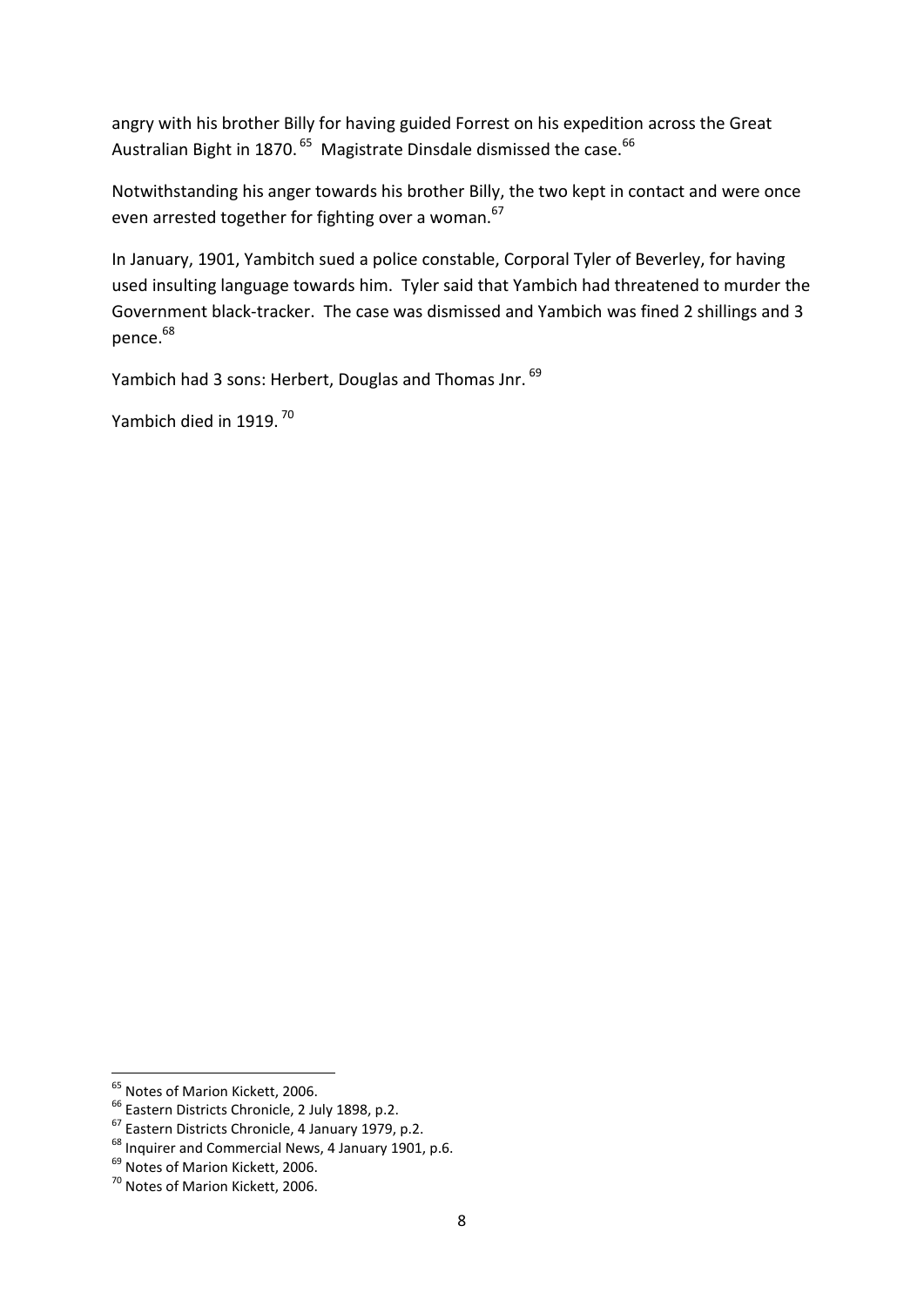angry with his brother Billy for having guided Forrest on his expedition across the Great Australian Bight in 1870.[65] Magistrate Dinsdale dismissed the case.[66]

Notwithstanding his anger towards his brother Billy, the two kept in contact and were once even arrested together for fighting over a woman.[67]

In January, 1901, Yambitch sued a police constable, Corporal Tyler of Beverley, for having used insulting language towards him. Tyler said that Yambich had threatened to murder the Government black-tracker. The case was dismissed and Yambich was fined 2 shillings and 3 pence.[68]

Yambich had 3 sons: Herbert, Douglas and Thomas Jnr.[69]

Yambich died in 1919.[70]

---

[65] Notes of Marion Kickett, 2006.

[66] Eastern Districts Chronicle, 2 July 1898, p.2.

[67] Eastern Districts Chronicle, 4 January 1979, p.2.

[68] Inquirer and Commercial News, 4 January 1901, p.6.

[69] Notes of Marion Kickett, 2006.

[70] Notes of Marion Kickett, 2006.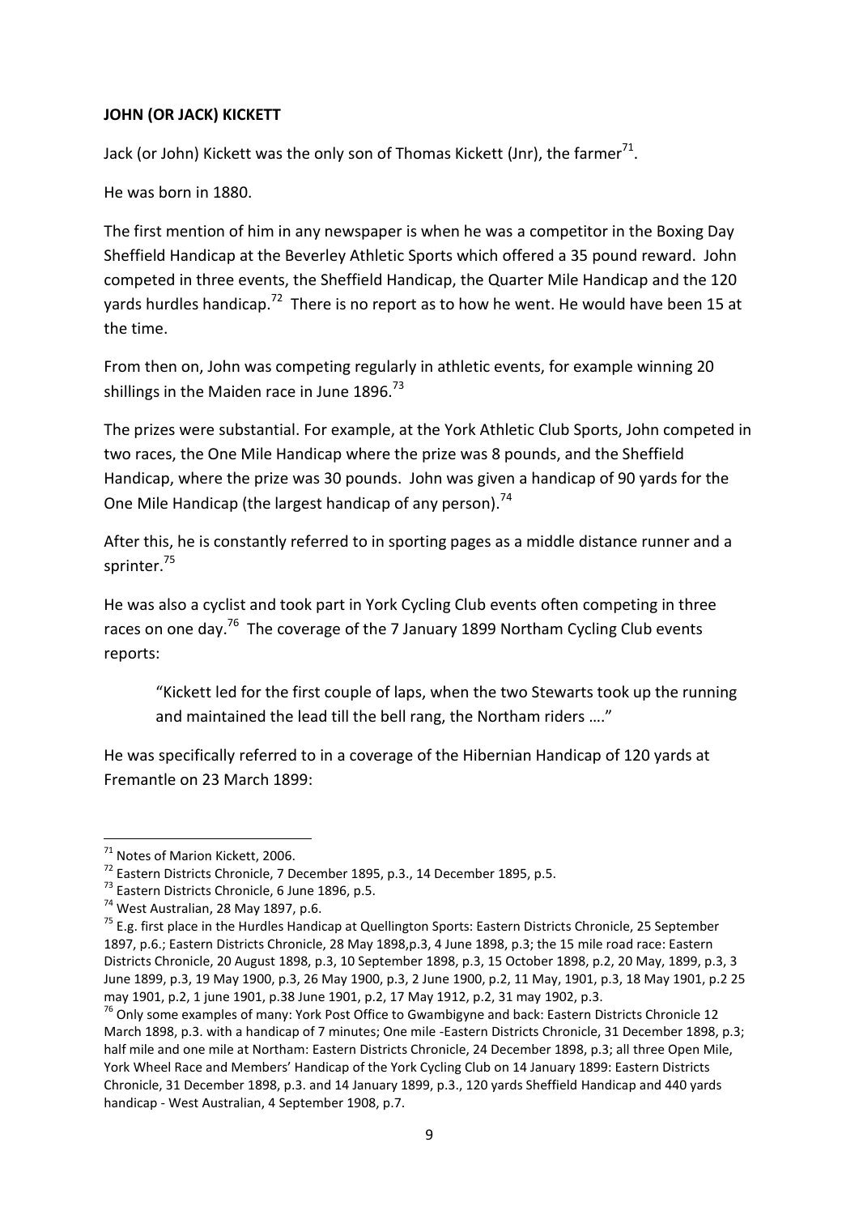**JOHN (OR JACK) KICKETT**

Jack (or John) Kickett was the only son of Thomas Kickett (Jnr), the farmer[71].

He was born in 1880.

The first mention of him in any newspaper is when he was a competitor in the Boxing Day Sheffield Handicap at the Beverley Athletic Sports which offered a 35 pound reward. John competed in three events, the Sheffield Handicap, the Quarter Mile Handicap and the 120 yards hurdles handicap.[72] There is no report as to how he went. He would have been 15 at the time.

From then on, John was competing regularly in athletic events, for example winning 20 shillings in the Maiden race in June 1896.[73]

The prizes were substantial. For example, at the York Athletic Club Sports, John competed in two races, the One Mile Handicap where the prize was 8 pounds, and the Sheffield Handicap, where the prize was 30 pounds. John was given a handicap of 90 yards for the One Mile Handicap (the largest handicap of any person).[74]

After this, he is constantly referred to in sporting pages as a middle distance runner and a sprinter.[75]

He was also a cyclist and took part in York Cycling Club events often competing in three races on one day.[76] The coverage of the 7 January 1899 Northam Cycling Club events reports:

> "Kickett led for the first couple of laps, when the two Stewarts took up the running and maintained the lead till the bell rang, the Northam riders …."

He was specifically referred to in a coverage of the Hibernian Handicap of 120 yards at Fremantle on 23 March 1899:

---

[71] Notes of Marion Kickett, 2006.

[72] Eastern Districts Chronicle, 7 December 1895, p.3., 14 December 1895, p.5.

[73] Eastern Districts Chronicle, 6 June 1896, p.5.

[74] West Australian, 28 May 1897, p.6.

[75] E.g. first place in the Hurdles Handicap at Quellington Sports: Eastern Districts Chronicle, 25 September 1897, p.6.; Eastern Districts Chronicle, 28 May 1898,p.3, 4 June 1898, p.3; the 15 mile road race: Eastern Districts Chronicle, 20 August 1898, p.3, 10 September 1898, p.3, 15 October 1898, p.2, 20 May, 1899, p.3, 3 June 1899, p.3, 19 May 1900, p.3, 26 May 1900, p.3, 2 June 1900, p.2, 11 May, 1901, p.3, 18 May 1901, p.2 25 may 1901, p.2, 1 june 1901, p.38 June 1901, p.2, 17 May 1912, p.2, 31 may 1902, p.3.

[76] Only some examples of many: York Post Office to Gwambigyne and back: Eastern Districts Chronicle 12 March 1898, p.3. with a handicap of 7 minutes; One mile -Eastern Districts Chronicle, 31 December 1898, p.3; half mile and one mile at Northam: Eastern Districts Chronicle, 24 December 1898, p.3; all three Open Mile, York Wheel Race and Members' Handicap of the York Cycling Club on 14 January 1899: Eastern Districts Chronicle, 31 December 1898, p.3. and 14 January 1899, p.3., 120 yards Sheffield Handicap and 440 yards handicap - West Australian, 4 September 1908, p.7.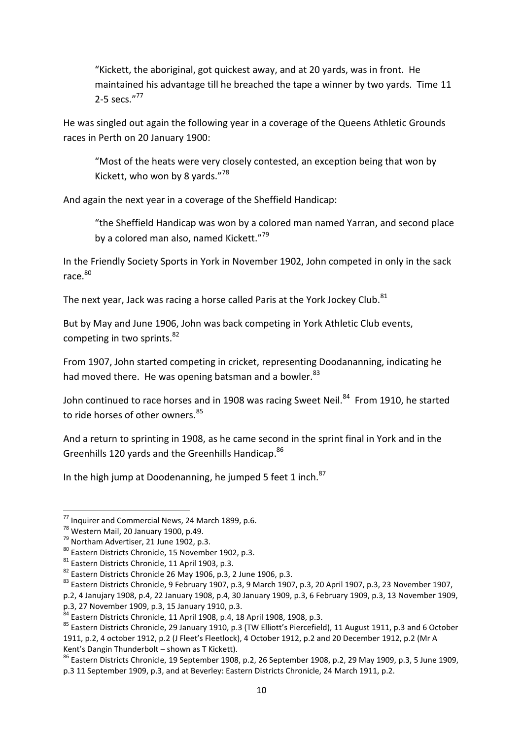> "Kickett, the aboriginal, got quickest away, and at 20 yards, was in front. He maintained his advantage till he breached the tape a winner by two yards. Time 11 2-5 secs."[77]

He was singled out again the following year in a coverage of the Queens Athletic Grounds races in Perth on 20 January 1900:

> "Most of the heats were very closely contested, an exception being that won by Kickett, who won by 8 yards."[78]

And again the next year in a coverage of the Sheffield Handicap:

> "the Sheffield Handicap was won by a colored man named Yarran, and second place by a colored man also, named Kickett."[79]

In the Friendly Society Sports in York in November 1902, John competed in only in the sack race.[80]

The next year, Jack was racing a horse called Paris at the York Jockey Club.[81]

But by May and June 1906, John was back competing in York Athletic Club events, competing in two sprints.[82]

From 1907, John started competing in cricket, representing Doodananning, indicating he had moved there. He was opening batsman and a bowler.[83]

John continued to race horses and in 1908 was racing Sweet Neil.[84] From 1910, he started to ride horses of other owners.[85]

And a return to sprinting in 1908, as he came second in the sprint final in York and in the Greenhills 120 yards and the Greenhills Handicap.[86]

In the high jump at Doodenanning, he jumped 5 feet 1 inch.[87]

---

[77] Inquirer and Commercial News, 24 March 1899, p.6.

[78] Western Mail, 20 January 1900, p.49.

[79] Northam Advertiser, 21 June 1902, p.3.

[80] Eastern Districts Chronicle, 15 November 1902, p.3.

[81] Eastern Districts Chronicle, 11 April 1903, p.3.

[82] Eastern Districts Chronicle 26 May 1906, p.3, 2 June 1906, p.3.

[83] Eastern Districts Chronicle, 9 February 1907, p.3, 9 March 1907, p.3, 20 April 1907, p.3, 23 November 1907, p.2, 4 Janujary 1908, p.4, 22 January 1908, p.4, 30 January 1909, p.3, 6 February 1909, p.3, 13 November 1909, p.3, 27 November 1909, p.3, 15 January 1910, p.3.

[84] Eastern Districts Chronicle, 11 April 1908, p.4, 18 April 1908, 1908, p.3.

[85] Eastern Districts Chronicle, 29 January 1910, p.3 (TW Elliott's Piercefield), 11 August 1911, p.3 and 6 October 1911, p.2, 4 october 1912, p.2 (J Fleet's Fleetlock), 4 October 1912, p.2 and 20 December 1912, p.2 (Mr A Kent's Dangin Thunderbolt – shown as T Kickett).

[86] Eastern Districts Chronicle, 19 September 1908, p.2, 26 September 1908, p.2, 29 May 1909, p.3, 5 June 1909, p.3 11 September 1909, p.3, and at Beverley: Eastern Districts Chronicle, 24 March 1911, p.2.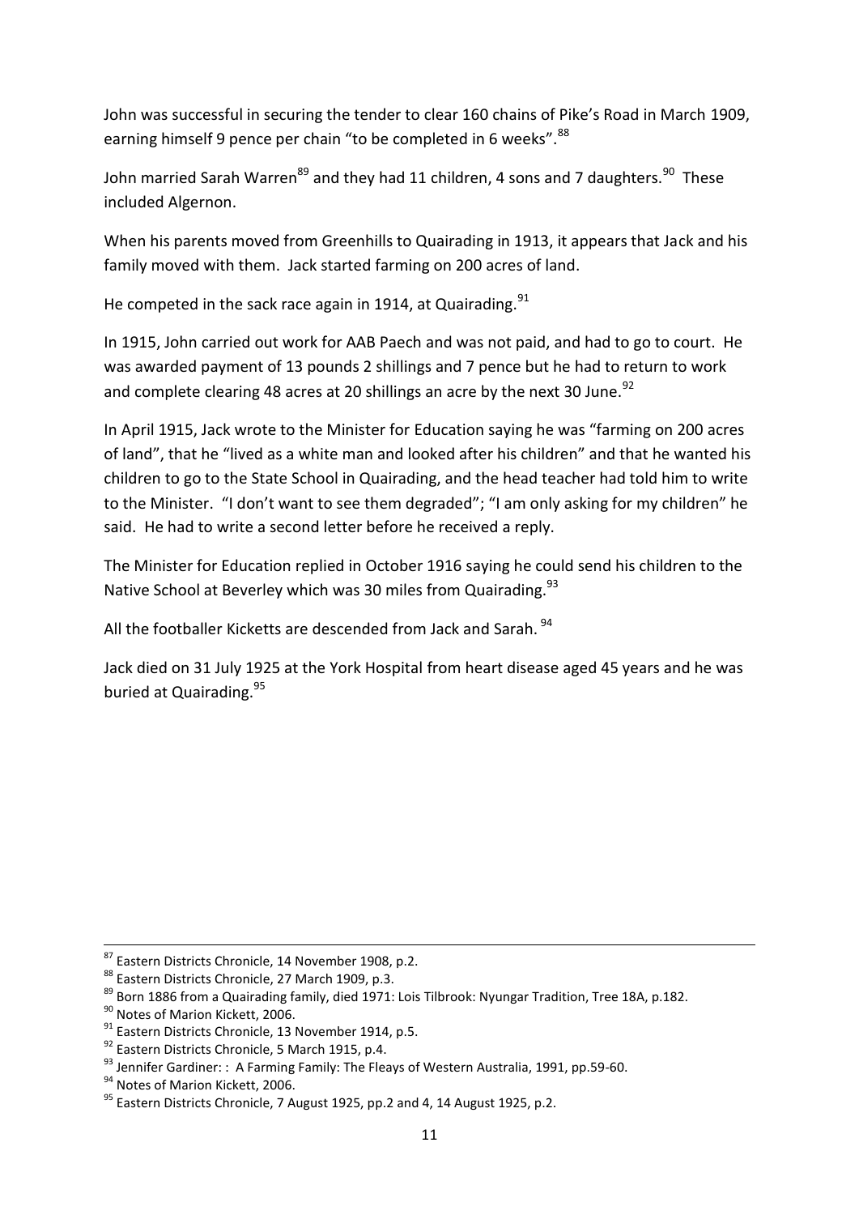John was successful in securing the tender to clear 160 chains of Pike's Road in March 1909, earning himself 9 pence per chain "to be completed in 6 weeks".[88]

John married Sarah Warren[89] and they had 11 children, 4 sons and 7 daughters.[90] These included Algernon.

When his parents moved from Greenhills to Quairading in 1913, it appears that Jack and his family moved with them. Jack started farming on 200 acres of land.

He competed in the sack race again in 1914, at Quairading.[91]

In 1915, John carried out work for AAB Paech and was not paid, and had to go to court. He was awarded payment of 13 pounds 2 shillings and 7 pence but he had to return to work and complete clearing 48 acres at 20 shillings an acre by the next 30 June.[92]

In April 1915, Jack wrote to the Minister for Education saying he was "farming on 200 acres of land", that he "lived as a white man and looked after his children" and that he wanted his children to go to the State School in Quairading, and the head teacher had told him to write to the Minister. "I don't want to see them degraded"; "I am only asking for my children" he said. He had to write a second letter before he received a reply.

The Minister for Education replied in October 1916 saying he could send his children to the Native School at Beverley which was 30 miles from Quairading.[93]

All the footballer Kicketts are descended from Jack and Sarah.[94]

Jack died on 31 July 1925 at the York Hospital from heart disease aged 45 years and he was buried at Quairading.[95]

---

[87] Eastern Districts Chronicle, 14 November 1908, p.2.

[88] Eastern Districts Chronicle, 27 March 1909, p.3.

[89] Born 1886 from a Quairading family, died 1971: Lois Tilbrook: Nyungar Tradition, Tree 18A, p.182.

[90] Notes of Marion Kickett, 2006.

[91] Eastern Districts Chronicle, 13 November 1914, p.5.

[92] Eastern Districts Chronicle, 5 March 1915, p.4.

[93] Jennifer Gardiner: : A Farming Family: The Fleays of Western Australia, 1991, pp.59-60.

[94] Notes of Marion Kickett, 2006.

[95] Eastern Districts Chronicle, 7 August 1925, pp.2 and 4, 14 August 1925, p.2.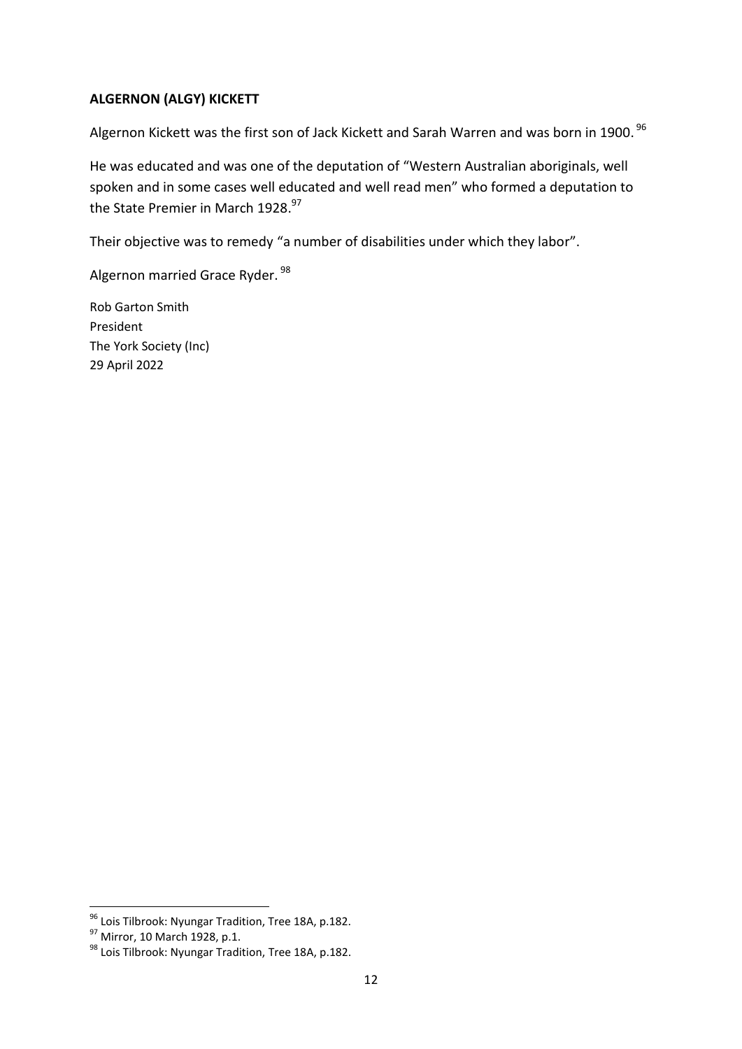**ALGERNON (ALGY) KICKETT**

Algernon Kickett was the first son of Jack Kickett and Sarah Warren and was born in 1900.[96]

He was educated and was one of the deputation of "Western Australian aboriginals, well spoken and in some cases well educated and well read men" who formed a deputation to the State Premier in March 1928.[97]

Their objective was to remedy "a number of disabilities under which they labor".

Algernon married Grace Ryder.[98]

Rob Garton Smith
President
The York Society (Inc)
29 April 2022

---

[96] Lois Tilbrook: Nyungar Tradition, Tree 18A, p.182.
[97] Mirror, 10 March 1928, p.1.
[98] Lois Tilbrook: Nyungar Tradition, Tree 18A, p.182.